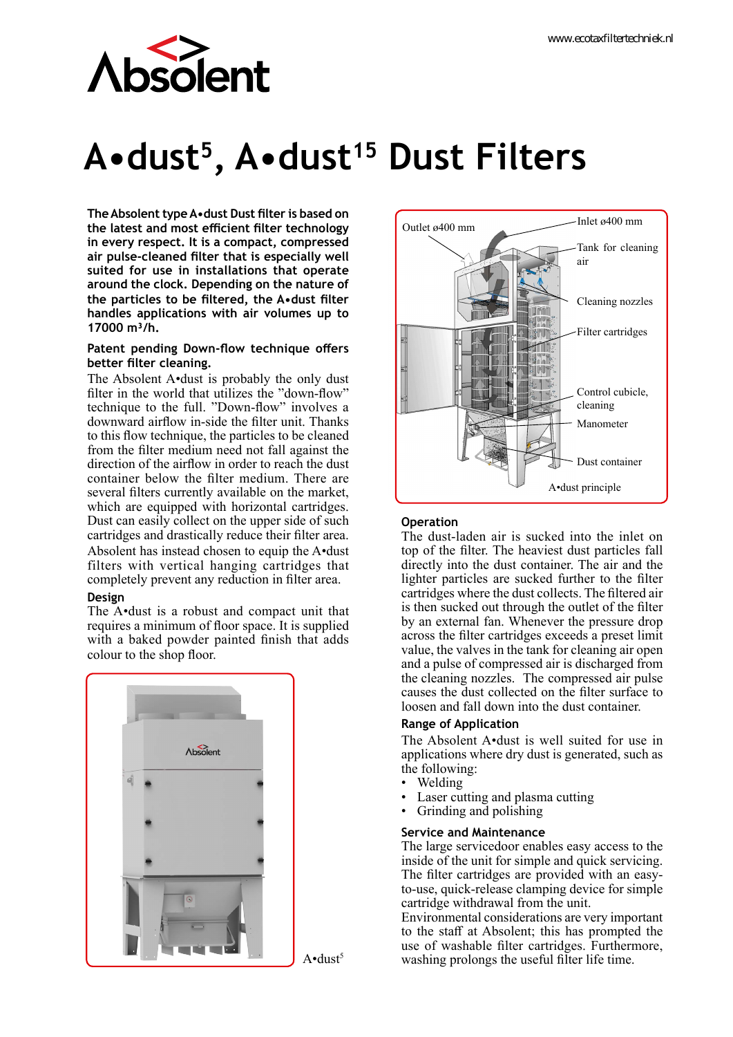# A•dust$^{5}$, A•dust$^{15}$ Dust Filters

**The Absolent type A•dust Dust filter is based on the latest and most efficient filter technology in every respect. It is a compact, compressed air pulse-cleaned filter that is especially well suited for use in installations that operate around the clock. Depending on the nature of the particles to be filtered, the A•dust filter handles applications with air volumes up to 17000 m³/h.**

**Patent pending Down-flow technique offers better filter cleaning.**

The Absolent A•dust is probably the only dust filter in the world that utilizes the "down-flow" technique to the full. "Down-flow" involves a downward airflow in-side the filter unit. Thanks to this flow technique, the particles to be cleaned from the filter medium need not fall against the direction of the airflow in order to reach the dust container below the filter medium. There are several filters currently available on the market, which are equipped with horizontal cartridges. Dust can easily collect on the upper side of such cartridges and drastically reduce their filter area.

Absolent has instead chosen to equip the A•dust filters with vertical hanging cartridges. This will completely prevent any reduction in filter area.

### Design

The A•dust is a robust and compact unit that requires a minimum of floor space. It is supplied with a baked powder painted finish that adds colour to the shop floor.

A•dust$^{5}$

Outlet ø400 mm

Inlet ø400 mm

Tank for cleaning air

Cleaning nozzles

Filter cartridges

Control cubicle, cleaning

Manometer

Dust container

A•dust principle

### Operation

The dust-laden air is sucked into the inlet on top of the filter. The heaviest dust particles fall directly into the dust container. The air and the lighter particles are sucked further to the filter cartridges where the dust collects. The filtered air is then sucked out through the outlet of the filter by an external fan. Whenever the pressure drop across the filter cartridges exceeds a preset limit value, the valves in the tank for cleaning air open and a pulse of compressed air is discharged from the cleaning nozzles. The compressed air pulse causes the dust collected on the filter surface to loosen and fall down into the dust container.

### Range of Application

The Absolent A•dust is well suited for use in applications where dry dust is generated, such as the following:

- Welding
- Laser cutting and plasma cutting
- Grinding and polishing

### Service and Maintenance

The large servicedoor enables easy access to the inside of the unit for simple and quick servicing. The filter cartridges are provided with an easy-to-use, quick-release clamping device for simple cartridge withdrawal from the unit.

Environmental considerations are very important to the staff at Absolent; this has prompted the use of washable filter cartridges. Furthermore, washing prolongs the useful filter life time.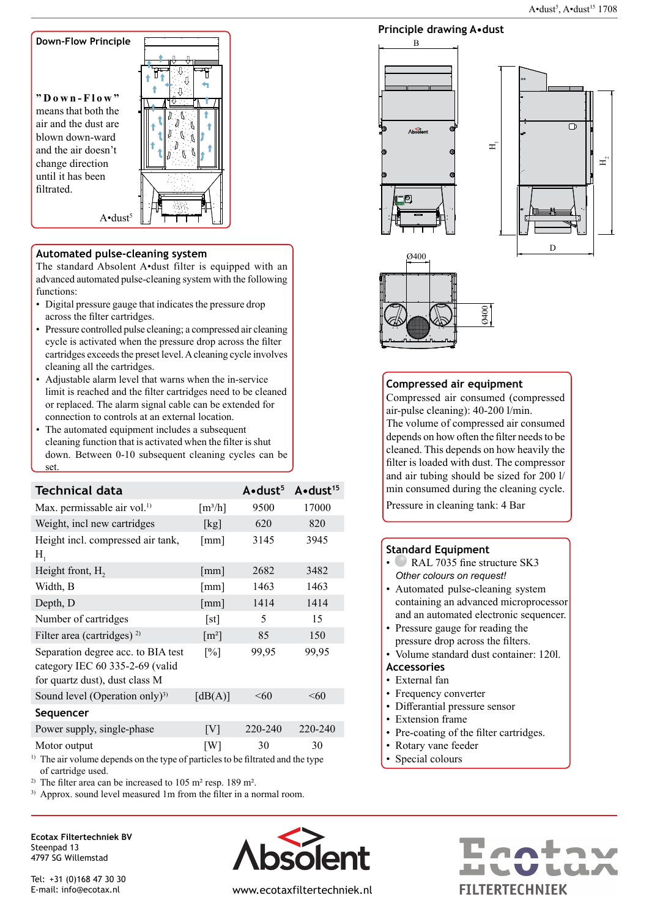## Down-Flow Principle

**"Down-Flow"** means that both the air and the dust are blown down-ward and the air doesn't change direction until it has been filtrated.

A•dust[5]

## Principle drawing A•dust

B

H[1]

H[2]

D

Ø400

Ø400

## Automated pulse-cleaning system

The standard Absolent A•dust filter is equipped with an advanced automated pulse-cleaning system with the following functions:

- Digital pressure gauge that indicates the pressure drop across the filter cartridges.
- Pressure controlled pulse cleaning; a compressed air cleaning cycle is activated when the pressure drop across the filter cartridges exceeds the preset level. A cleaning cycle involves cleaning all the cartridges.
- Adjustable alarm level that warns when the in-service limit is reached and the filter cartridges need to be cleaned or replaced. The alarm signal cable can be extended for connection to controls at an external location.
- The automated equipment includes a subsequent cleaning function that is activated when the filter is shut down. Between 0-10 subsequent cleaning cycles can be set.

## Technical data

| Technical data | | A•dust[5] | A•dust[15] |
|---|---|---|---|
| Max. permissable air vol.[1)] | [m³/h] | 9500 | 17000 |
| Weight, incl new cartridges | [kg] | 620 | 820 |
| Height incl. compressed air tank, $H_1$ | [mm] | 3145 | 3945 |
| Height front, $H_2$ | [mm] | 2682 | 3482 |
| Width, B | [mm] | 1463 | 1463 |
| Depth, D | [mm] | 1414 | 1414 |
| Number of cartridges | [st] | 5 | 15 |
| Filter area (cartridges) [2)] | [m²] | 85 | 150 |
| Separation degree acc. to BIA test category IEC 60 335-2-69 (valid for quartz dust), dust class M | [%] | 99,95 | 99,95 |
| Sound level (Operation only)[3)] | [dB(A)] | <60 | <60 |
| **Sequencer** | | | |
| Power supply, single-phase | [V] | 220-240 | 220-240 |
| Motor output | [W] | 30 | 30 |

1) The air volume depends on the type of particles to be filtrated and the type of cartridge used.
2) The filter area can be increased to 105 m² resp. 189 m².
3) Approx. sound level measured 1m from the filter in a normal room.

## Compressed air equipment

Compressed air consumed (compressed air-pulse cleaning): 40-200 l/min.
The volume of compressed air consumed depends on how often the filter needs to be cleaned. This depends on how heavily the filter is loaded with dust. The compressor and air tubing should be sized for 200 l/min consumed during the cleaning cycle.

Pressure in cleaning tank: 4 Bar

## Standard Equipment

- RAL 7035 fine structure SK3
  *Other colours on request!*
- Automated pulse-cleaning system containing an advanced microprocessor and an automated electronic sequencer.
- Pressure gauge for reading the pressure drop across the filters.
- Volume standard dust container: 120l.

## Accessories

- External fan
- Frequency converter
- Differantial pressure sensor
- Extension frame
- Pre-coating of the filter cartridges.
- Rotary vane feeder
- Special colours

**Ecotax Filtertechniek BV**
Steenpad 13
4797 SG Willemstad

Tel: +31 (0)168 47 30 30
E-mail: info@ecotax.nl

Absolent
www.ecotaxfiltertechniek.nl

Ecotax FILTERTECHNIEK